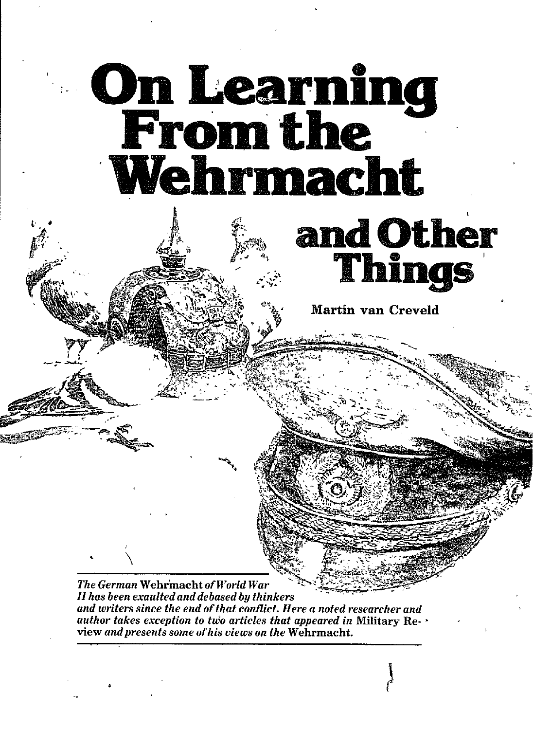# On Learning From the Wehrmacht and Other Things

**Martin van Creveld**

*The German* Wehrmacht *of World War II has been exaulted and debased by thinkers and writers since the end of that conflict. Here a noted researcher and author takes exception to two articles that appeared in* Military Review *and presents some of his views on the* Wehrmacht.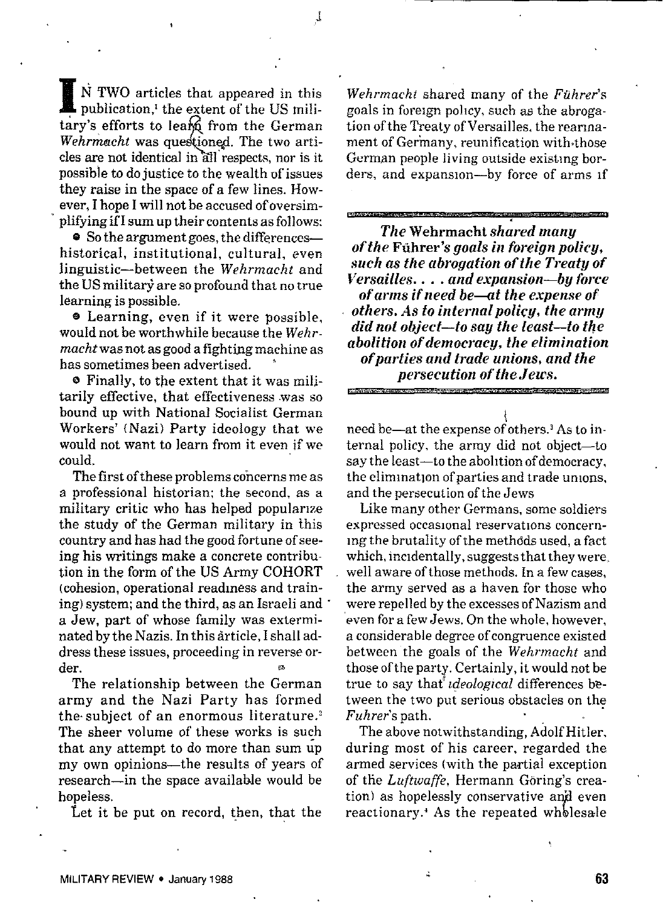IN TWO articles that appeared in this publication,[1] the extent of the US military's efforts to learn from the German *Wehrmacht* was questioned. The two articles are not identical in all respects, nor is it possible to do justice to the wealth of issues they raise in the space of a few lines. However, I hope I will not be accused of oversimplifying if I sum up their contents as follows:

- So the argument goes, the differences—historical, institutional, cultural, even linguistic—between the *Wehrmacht* and the US military are so profound that no true learning is possible.
- Learning, even if it were possible, would not be worthwhile because the *Wehrmacht* was not as good a fighting machine as has sometimes been advertised.
- Finally, to the extent that it was militarily effective, that effectiveness was so bound up with National Socialist German Workers' (Nazi) Party ideology that we would not want to learn from it even if we could.

The first of these problems concerns me as a professional historian; the second, as a military critic who has helped popularize the study of the German military in this country and has had the good fortune of seeing his writings make a concrete contribution in the form of the US Army COHORT (cohesion, operational readiness and training) system; and the third, as an Israeli and a Jew, part of whose family was exterminated by the Nazis. In this article, I shall address these issues, proceeding in reverse order.

The relationship between the German army and the Nazi Party has formed the subject of an enormous literature.[2] The sheer volume of these works is such that any attempt to do more than sum up my own opinions—the results of years of research—in the space available would be hopeless.

Let it be put on record, then, that the *Wehrmacht* shared many of the *Führer's* goals in foreign policy, such as the abrogation of the Treaty of Versailles, the rearmament of Germany, reunification with those German people living outside existing borders, and expansion—by force of arms if need be—at the expense of others.[3] As to internal policy, the army did not object—to say the least—to the abolition of democracy, the elimination of parties and trade unions, and the persecution of the Jews

***The* Wehrmacht *shared many of the* Führer's *goals in foreign policy, such as the abrogation of the Treaty of Versailles. . . . and expansion—by force of arms if need be—at the expense of others. As to internal policy, the army did not object—to say the least—to the abolition of democracy, the elimination of parties and trade unions, and the persecution of the Jews.***

Like many other Germans, some soldiers expressed occasional reservations concerning the brutality of the methods used, a fact which, incidentally, suggests that they were well aware of those methods. In a few cases, the army served as a haven for those who were repelled by the excesses of Nazism and even for a few Jews. On the whole, however, a considerable degree of congruence existed between the goals of the *Wehrmacht* and those of the party. Certainly, it would not be true to say that *ideological* differences between the two put serious obstacles on the *Fuhrer's* path.

The above notwithstanding, Adolf Hitler, during most of his career, regarded the armed services (with the partial exception of the *Luftwaffe*, Hermann Göring's creation) as hopelessly conservative and even reactionary.[4] As the repeated wholesale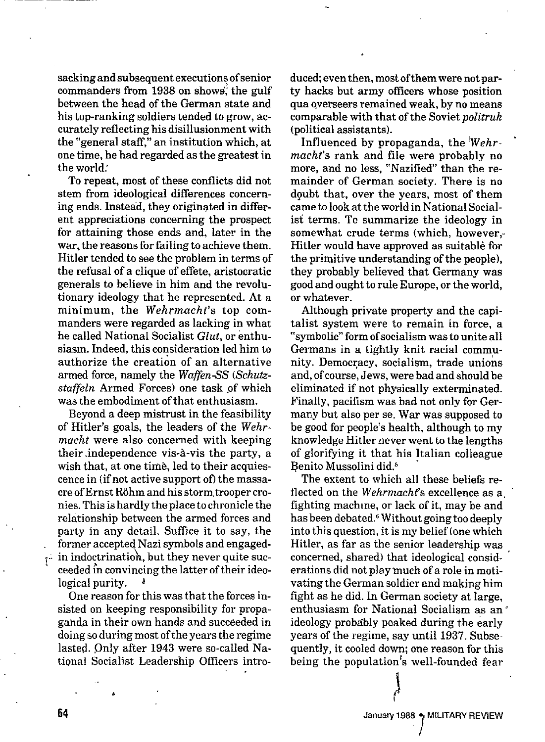sacking and subsequent executions of senior commanders from 1938 on shows, the gulf between the head of the German state and his top-ranking soldiers tended to grow, accurately reflecting his disillusionment with the "general staff," an institution which, at one time, he had regarded as the greatest in the world.

To repeat, most of these conflicts did not stem from ideological differences concerning ends. Instead, they originated in different appreciations concerning the prospect for attaining those ends and, later in the war, the reasons for failing to achieve them. Hitler tended to see the problem in terms of the refusal of a clique of effete, aristocratic generals to believe in him and the revolutionary ideology that he represented. At a minimum, the *Wehrmacht*'s top commanders were regarded as lacking in what he called National Socialist *Glut*, or enthusiasm. Indeed, this consideration led him to authorize the creation of an alternative armed force, namely the *Waffen-SS* (*Schutzstaffeln* Armed Forces) one task of which was the embodiment of that enthusiasm.

Beyond a deep mistrust in the feasibility of Hitler's goals, the leaders of the *Wehrmacht* were also concerned with keeping their independence vis-à-vis the party, a wish that, at one time, led to their acquiescence in (if not active support of) the massacre of Ernst Röhm and his storm trooper cronies. This is hardly the place to chronicle the relationship between the armed forces and party in any detail. Suffice it to say, the former accepted Nazi symbols and engaged in indoctrination, but they never quite succeeded in convincing the latter of their ideological purity.

One reason for this was that the forces insisted on keeping responsibility for propaganda in their own hands and succeeded in doing so during most of the years the regime lasted. Only after 1943 were so-called National Socialist Leadership Officers introduced; even then, most of them were not party hacks but army officers whose position qua overseers remained weak, by no means comparable with that of the Soviet *politruk* (political assistants).

Influenced by propaganda, the *Wehrmacht*'s rank and file were probably no more, and no less, "Nazified" than the remainder of German society. There is no doubt that, over the years, most of them came to look at the world in National Socialist terms. To summarize the ideology in somewhat crude terms (which, however, Hitler would have approved as suitable for the primitive understanding of the people), they probably believed that Germany was good and ought to rule Europe, or the world, or whatever.

Although private property and the capitalist system were to remain in force, a "symbolic" form of socialism was to unite all Germans in a tightly knit racial community. Democracy, socialism, trade unions and, of course, Jews, were bad and should be eliminated if not physically exterminated. Finally, pacifism was bad not only for Germany but also per se. War was supposed to be good for people's health, although to my knowledge Hitler never went to the lengths of glorifying it that his Italian colleague Benito Mussolini did.[5]

The extent to which all these beliefs reflected on the *Wehrmacht*'s excellence as a fighting machine, or lack of it, may be and has been debated.[6] Without going too deeply into this question, it is my belief (one which Hitler, as far as the senior leadership was concerned, shared) that ideological considerations did not play much of a role in motivating the German soldier and making him fight as he did. In German society at large, enthusiasm for National Socialism as an ideology probably peaked during the early years of the regime, say until 1937. Subsequently, it cooled down; one reason for this being the population's well-founded fear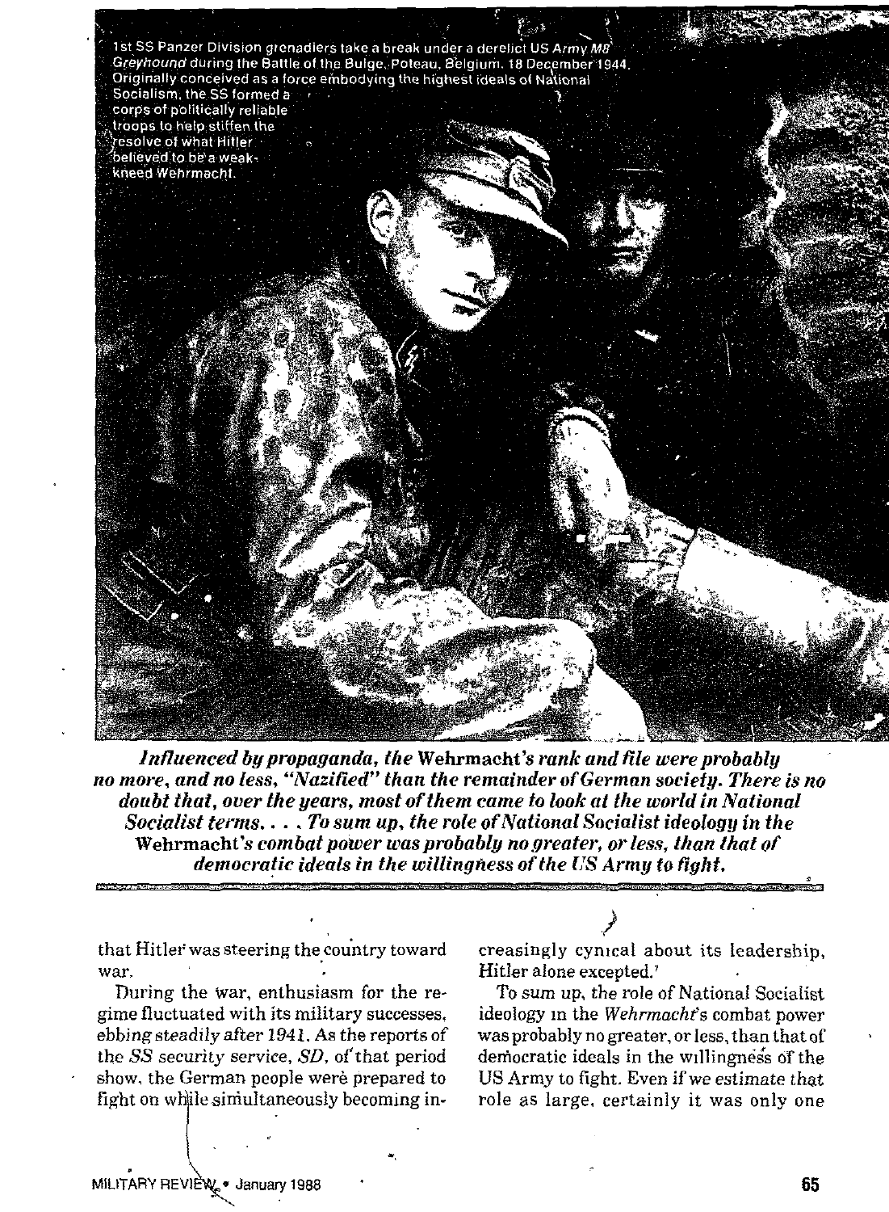1st SS Panzer Division grenadiers take a break under a derelict US Army *M8 Greyhound* during the Battle of the Bulge, Poteau, Belgium, 18 December 1944. Originally conceived as a force embodying the highest ideals of National Socialism, the SS formed a corps of politically reliable troops to help stiffen the resolve of what Hitler believed to be a weak-kneed Wehrmacht.

***Influenced by propaganda, the* Wehrmacht*'s rank and file were probably no more, and no less, "Nazified" than the remainder of German society. There is no doubt that, over the years, most of them came to look at the world in National Socialist terms. . . . To sum up, the role of National Socialist ideology in the* Wehrmacht*'s combat power was probably no greater, or less, than that of democratic ideals in the willingness of the US Army to fight.***

that Hitler was steering the country toward war.

During the war, enthusiasm for the regime fluctuated with its military successes, ebbing steadily after 1941. As the reports of the *SS* security service, *SD*, of that period show, the German people were prepared to fight on while simultaneously becoming increasingly cynical about its leadership, Hitler alone excepted.[7]

To sum up, the role of National Socialist ideology in the *Wehrmacht*'s combat power was probably no greater, or less, than that of democratic ideals in the willingness of the US Army to fight. Even if we estimate that role as large, certainly it was only one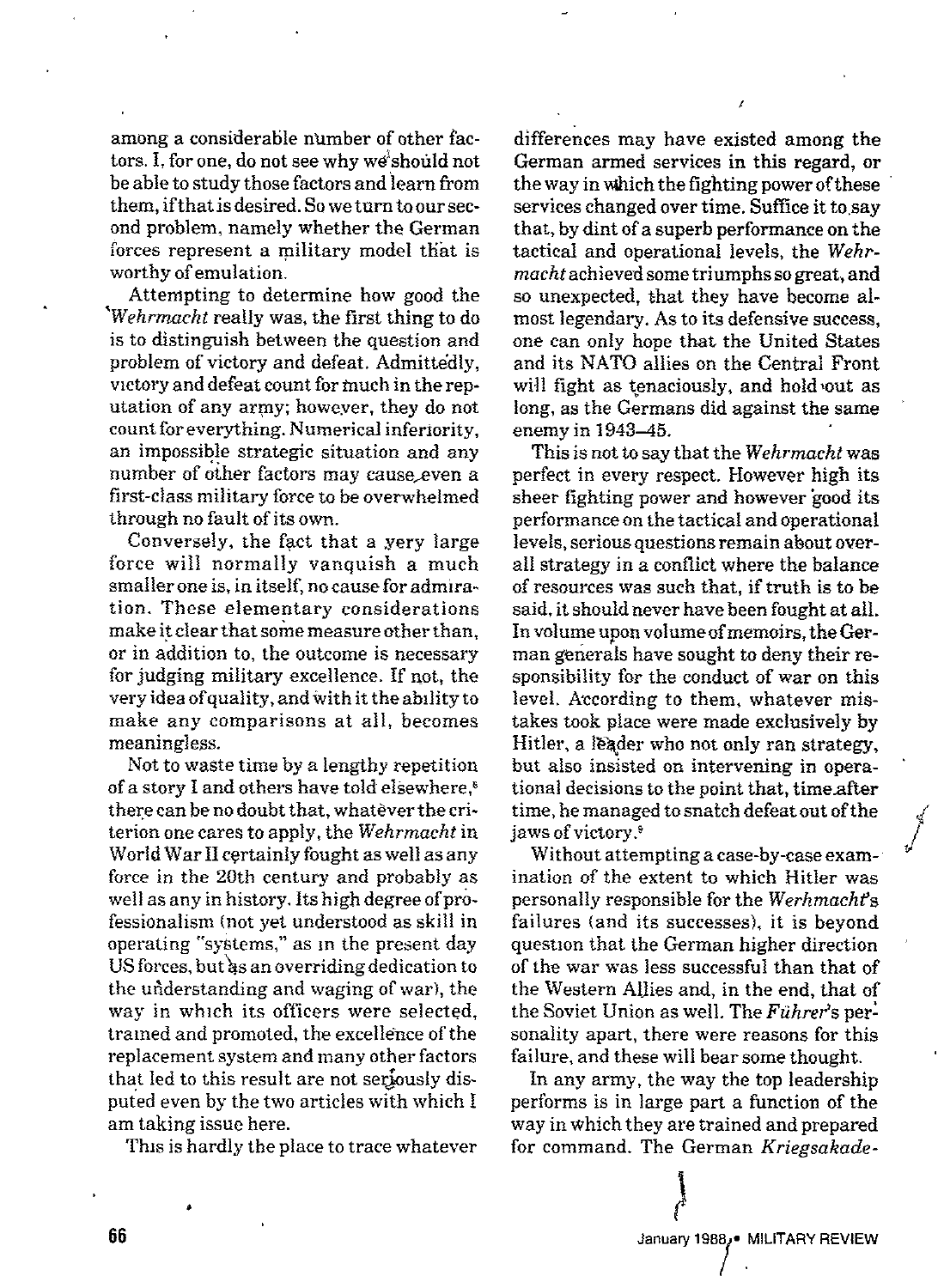among a considerable number of other factors. I, for one, do not see why we should not be able to study those factors and learn from them, if that is desired. So we turn to our second problem, namely whether the German forces represent a military model that is worthy of emulation.

Attempting to determine how good the *Wehrmacht* really was, the first thing to do is to distinguish between the question and problem of victory and defeat. Admittedly, victory and defeat count for much in the reputation of any army; however, they do not count for everything. Numerical inferiority, an impossible strategic situation and any number of other factors may cause even a first-class military force to be overwhelmed through no fault of its own.

Conversely, the fact that a very large force will normally vanquish a much smaller one is, in itself, no cause for admiration. These elementary considerations make it clear that some measure other than, or in addition to, the outcome is necessary for judging military excellence. If not, the very idea of quality, and with it the ability to make any comparisons at all, becomes meaningless.

Not to waste time by a lengthy repetition of a story I and others have told elsewhere,[8] there can be no doubt that, whatever the criterion one cares to apply, the *Wehrmacht* in World War II certainly fought as well as any force in the 20th century and probably as well as any in history. Its high degree of professionalism (not yet understood as skill in operating "systems," as in the present day US forces, but as an overriding dedication to the understanding and waging of war), the way in which its officers were selected, trained and promoted, the excellence of the replacement system and many other factors that led to this result are not seriously disputed even by the two articles with which I am taking issue here.

This is hardly the place to trace whatever differences may have existed among the German armed services in this regard, or the way in which the fighting power of these services changed over time. Suffice it to say that, by dint of a superb performance on the tactical and operational levels, the *Wehrmacht* achieved some triumphs so great, and so unexpected, that they have become almost legendary. As to its defensive success, one can only hope that the United States and its NATO allies on the Central Front will fight as tenaciously, and hold out as long, as the Germans did against the same enemy in 1943–45.

This is not to say that the *Wehrmacht* was perfect in every respect. However high its sheer fighting power and however good its performance on the tactical and operational levels, serious questions remain about overall strategy in a conflict where the balance of resources was such that, if truth is to be said, it should never have been fought at all. In volume upon volume of memoirs, the German generals have sought to deny their responsibility for the conduct of war on this level. According to them, whatever mistakes took place were made exclusively by Hitler, a leader who not only ran strategy, but also insisted on intervening in operational decisions to the point that, time after time, he managed to snatch defeat out of the jaws of victory.[9]

Without attempting a case-by-case examination of the extent to which Hitler was personally responsible for the *Werhmacht*'s failures (and its successes), it is beyond question that the German higher direction of the war was less successful than that of the Western Allies and, in the end, that of the Soviet Union as well. The *Führer*'s personality apart, there were reasons for this failure, and these will bear some thought.

In any army, the way the top leadership performs is in large part a function of the way in which they are trained and prepared for command. The German *Kriegsakade-*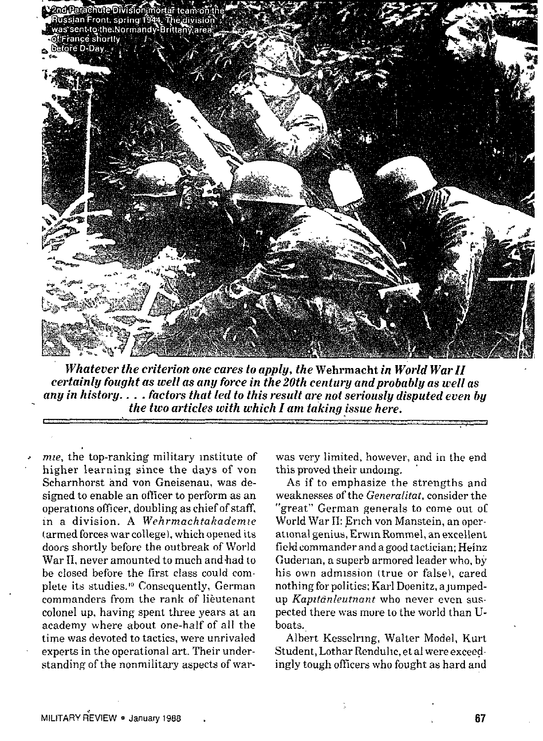2nd Parachute Division mortar team on the Russian Front, spring 1944. The division was sent to the Normandy-Brittany area of France shortly before D-Day.

***Whatever the criterion one cares to apply, the* Wehrmacht *in World War II certainly fought as well as any force in the 20th century and probably as well as any in history. . . . factors that led to this result are not seriously disputed even by the two articles with which I am taking issue here.***

---

*mie*, the top-ranking military institute of higher learning since the days of von Scharnhorst and von Gneisenau, was designed to enable an officer to perform as an operations officer, doubling as chief of staff, in a division. A *Wehrmachtakademie* (armed forces war college), which opened its doors shortly before the outbreak of World War II, never amounted to much and had to be closed before the first class could complete its studies.[10] Consequently, German commanders from the rank of lieutenant colonel up, having spent three years at an academy where about one-half of all the time was devoted to tactics, were unrivaled experts in the operational art. Their understanding of the nonmilitary aspects of war was very limited, however, and in the end this proved their undoing.

As if to emphasize the strengths and weaknesses of the *Generalitat*, consider the "great" German generals to come out of World War II: Erich von Manstein, an operational genius; Erwin Rommel, an excellent field commander and a good tactician; Heinz Guderian, a superb armored leader who, by his own admission (true or false), cared nothing for politics; Karl Doenitz, a jumped-up *Kapitänleutnant* who never even suspected there was more to the world than U-boats.

Albert Kesselring, Walter Model, Kurt Student, Lothar Rendulic, et al were exceedingly tough officers who fought as hard and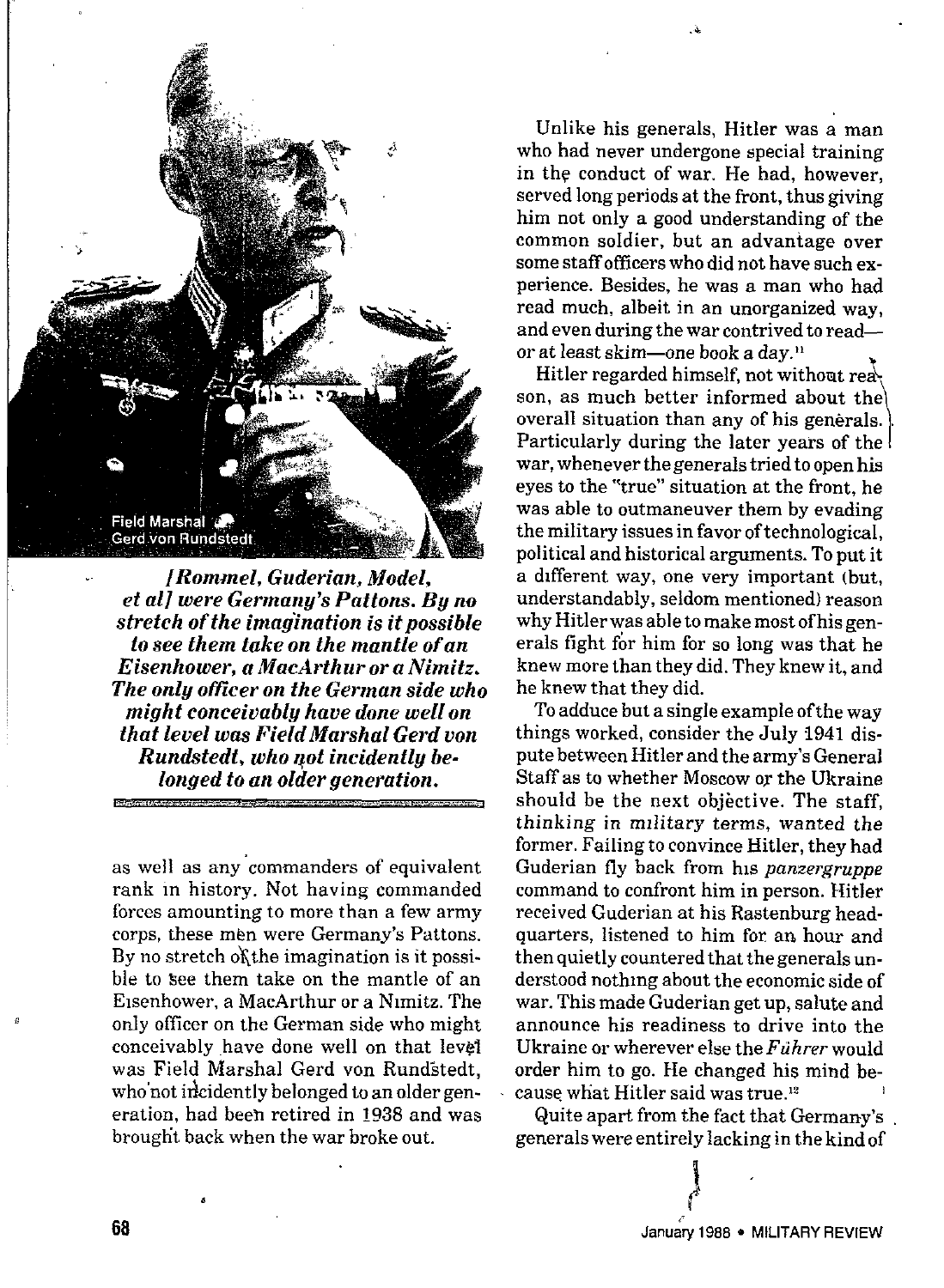Field Marshal Gerd von Rundstedt

***[Rommel, Guderian, Model, et al] were Germany's Pattons. By no stretch of the imagination is it possible to see them take on the mantle of an Eisenhower, a MacArthur or a Nimitz. The only officer on the German side who might conceivably have done well on that level was Field Marshal Gerd von Rundstedt, who not incidently belonged to an older generation.***

as well as any commanders of equivalent rank in history. Not having commanded forces amounting to more than a few army corps, these men were Germany's Pattons. By no stretch of the imagination is it possible to see them take on the mantle of an Eisenhower, a MacArthur or a Nimitz. The only officer on the German side who might conceivably have done well on that level was Field Marshal Gerd von Rundstedt, who not incidently belonged to an older generation, had been retired in 1938 and was brought back when the war broke out.

Unlike his generals, Hitler was a man who had never undergone special training in the conduct of war. He had, however, served long periods at the front, thus giving him not only a good understanding of the common soldier, but an advantage over some staff officers who did not have such experience. Besides, he was a man who had read much, albeit in an unorganized way, and even during the war contrived to read—or at least skim—one book a day.[11]

Hitler regarded himself, not without reason, as much better informed about the overall situation than any of his generals. Particularly during the later years of the war, whenever the generals tried to open his eyes to the "true" situation at the front, he was able to outmaneuver them by evading the military issues in favor of technological, political and historical arguments. To put it a different way, one very important (but, understandably, seldom mentioned) reason why Hitler was able to make most of his generals fight for him for so long was that he knew more than they did. They knew it, and he knew that they did.

To adduce but a single example of the way things worked, consider the July 1941 dispute between Hitler and the army's General Staff as to whether Moscow or the Ukraine should be the next objective. The staff, *thinking in military terms*, wanted the former. Failing to convince Hitler, they had Guderian fly back from his *panzergruppe* command to confront him in person. Hitler received Guderian at his Rastenburg headquarters, listened to him for an hour and then quietly countered that the generals understood nothing about the economic side of war. This made Guderian get up, salute and announce his readiness to drive into the Ukraine or wherever else the *Führer* would order him to go. He changed his mind because what Hitler said was true.[12]

Quite apart from the fact that Germany's generals were entirely lacking in the kind of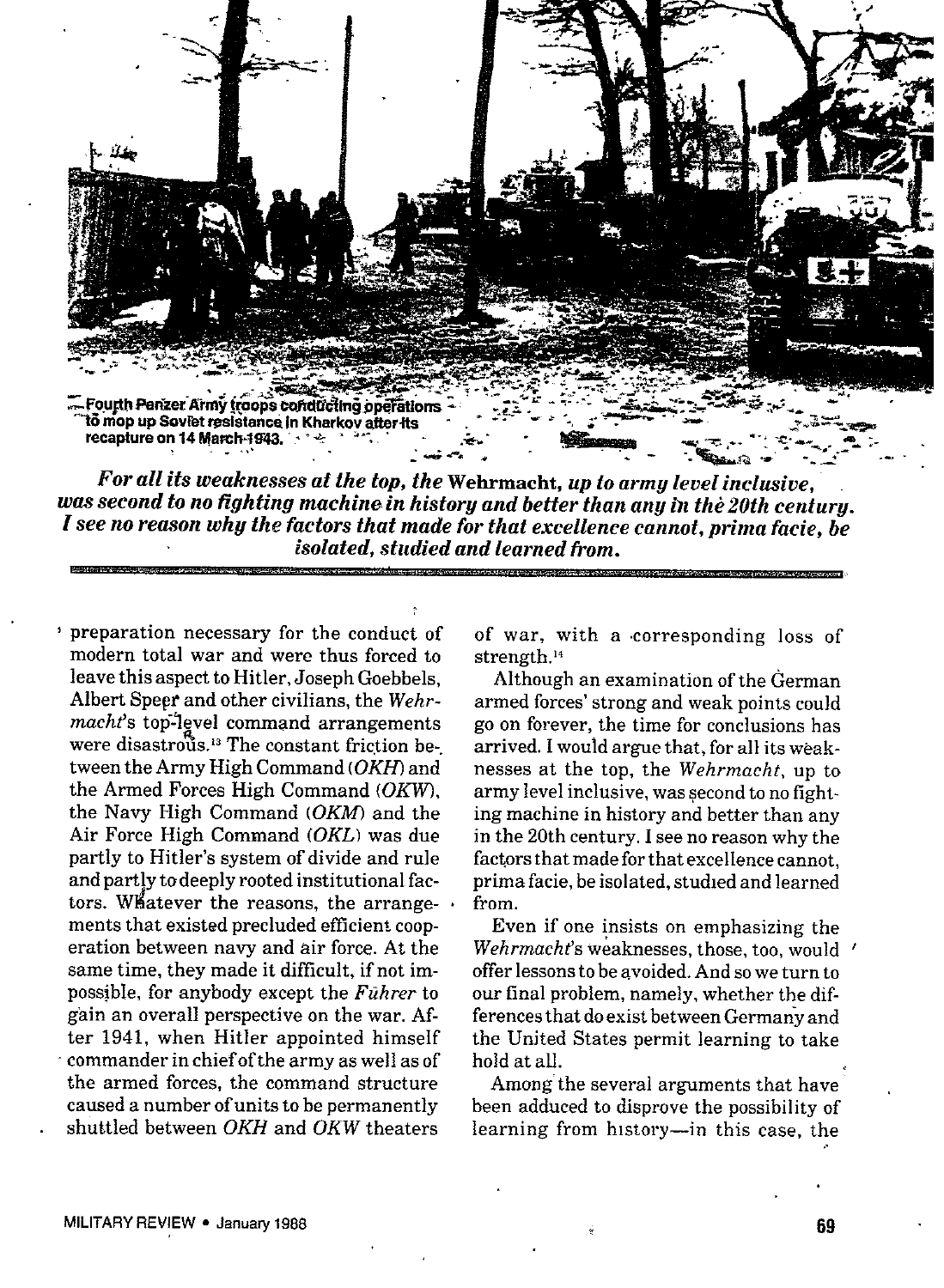Fourth Panzer Army troops conducting operations to mop up Soviet resistance in Kharkov after its recapture on 14 March 1943.

***For all its weaknesses at the top, the* Wehrmacht*, up to army level inclusive, was second to no fighting machine in history and better than any in the 20th century. I see no reason why the factors that made for that excellence cannot, prima facie, be isolated, studied and learned from.***

preparation necessary for the conduct of modern total war and were thus forced to leave this aspect to Hitler, Joseph Goebbels, Albert Speer and other civilians, the *Wehrmacht*'s top-level command arrangements were disastrous.[13] The constant friction between the Army High Command (*OKH*) and the Armed Forces High Command (*OKW*), the Navy High Command (*OKM*) and the Air Force High Command (*OKL*) was due partly to Hitler's system of divide and rule and partly to deeply rooted institutional factors. Whatever the reasons, the arrangements that existed precluded efficient cooperation between navy and air force. At the same time, they made it difficult, if not impossible, for anybody except the *Führer* to gain an overall perspective on the war. After 1941, when Hitler appointed himself commander in chief of the army as well as of the armed forces, the command structure caused a number of units to be permanently shuttled between *OKH* and *OKW* theaters of war, with a corresponding loss of strength.[14]

Although an examination of the German armed forces' strong and weak points could go on forever, the time for conclusions has arrived. I would argue that, for all its weaknesses at the top, the *Wehrmacht*, up to army level inclusive, was second to no fighting machine in history and better than any in the 20th century. I see no reason why the factors that made for that excellence cannot, prima facie, be isolated, studied and learned from.

Even if one insists on emphasizing the *Wehrmacht*'s weaknesses, those, too, would offer lessons to be avoided. And so we turn to our final problem, namely, whether the differences that do exist between Germany and the United States permit learning to take hold at all.

Among the several arguments that have been adduced to disprove the possibility of learning from history—in this case, the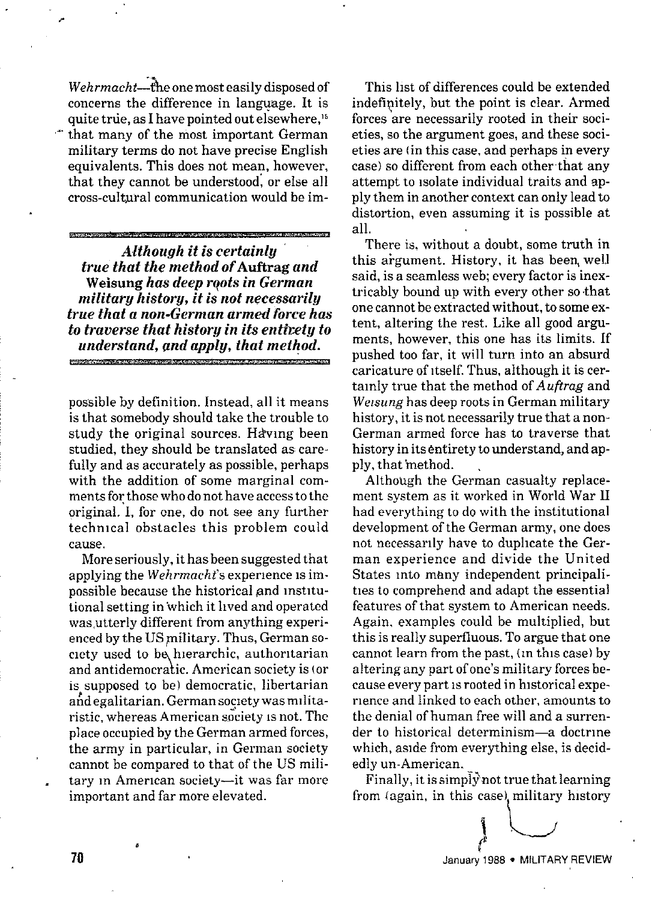*Wehrmacht*—the one most easily disposed of concerns the difference in language. It is quite true, as I have pointed out elsewhere,[15] that many of the most important German military terms do not have precise English equivalents. This does not mean, however, that they cannot be understood, or else all cross-cultural communication would be impossible by definition. Instead, all it means is that somebody should take the trouble to study the original sources. Having been studied, they should be translated as carefully and as accurately as possible, perhaps with the addition of some marginal comments for those who do not have access to the original. I, for one, do not see any further technical obstacles this problem could cause.

***Although it is certainly true that the method of* Auftrag *and* Weisung *has deep roots in German military history, it is not necessarily true that a non-German armed force has to traverse that history in its entirety to understand, and apply, that method.***

More seriously, it has been suggested that applying the *Wehrmacht*'s experience is impossible because the historical and institutional setting in which it lived and operated was utterly different from anything experienced by the US military. Thus, German society used to be hierarchic, authoritarian and antidemocratic. American society is (or is supposed to be) democratic, libertarian and egalitarian. German society was militaristic, whereas American society is not. The place occupied by the German armed forces, the army in particular, in German society cannot be compared to that of the US military in American society—it was far more important and far more elevated.

This list of differences could be extended indefinitely, but the point is clear. Armed forces are necessarily rooted in their societies, so the argument goes, and these societies are (in this case, and perhaps in every case) so different from each other that any attempt to isolate individual traits and apply them in another context can only lead to distortion, even assuming it is possible at all.

There is, without a doubt, some truth in this argument. History, it has been well said, is a seamless web; every factor is inextricably bound up with every other so that one cannot be extracted without, to some extent, altering the rest. Like all good arguments, however, this one has its limits. If pushed too far, it will turn into an absurd caricature of itself. Thus, although it is certainly true that the method of *Auftrag* and *Weisung* has deep roots in German military history, it is not necessarily true that a non-German armed force has to traverse that history in its entirety to understand, and apply, that method.

Although the German casualty replacement system as it worked in World War II had everything to do with the institutional development of the German army, one does not necessarily have to duplicate the German experience and divide the United States into many independent principalities to comprehend and adapt the essential features of that system to American needs. Again, examples could be multiplied, but this is really superfluous. To argue that one cannot learn from the past, (in this case) by altering any part of one's military forces because every part is rooted in historical experience and linked to each other, amounts to the denial of human free will and a surrender to historical determinism—a doctrine which, aside from everything else, is decidedly un-American.

Finally, it is simply not true that learning from (again, in this case) military history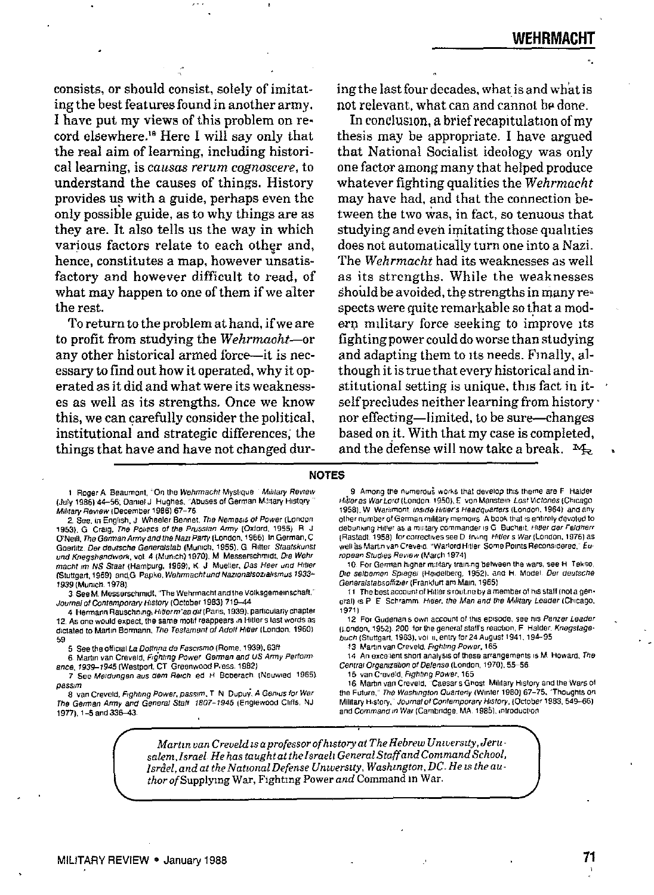consists, or should consist, solely of imitating the best features found in another army. I have put my views of this problem on record elsewhere.[16] Here I will say only that the real aim of learning, including historical learning, is *causas rerum cognoscere*, to understand the causes of things. History provides us with a guide, perhaps even the only possible guide, as to why things are as they are. It also tells us the way in which various factors relate to each other and, hence, constitutes a map, however unsatisfactory and however difficult to read, of what may happen to one of them if we alter the rest.

To return to the problem at hand, if we are to profit from studying the *Wehrmacht*—or any other historical armed force—it is necessary to find out how it operated, why it operated as it did and what were its weaknesses as well as its strengths. Once we know this, we can carefully consider the political, institutional and strategic differences, the things that have and have not changed during the last four decades, what is and what is not relevant, what can and cannot be done.

In conclusion, a brief recapitulation of my thesis may be appropriate. I have argued that National Socialist ideology was only one factor among many that helped produce whatever fighting qualities the *Wehrmacht* may have had, and that the connection between the two was, in fact, so tenuous that studying and even imitating those qualities does not automatically turn one into a Nazi. The *Wehrmacht* had its weaknesses as well as its strengths. While the weaknesses should be avoided, the strengths in many respects were quite remarkable so that a modern military force seeking to improve its fighting power could do worse than studying and adapting them to its needs. Finally, although it is true that every historical and institutional setting is unique, this fact in itself precludes neither learning from history nor effecting—limited, to be sure—changes based on it. With that my case is completed, and the defense will now take a break.

## NOTES

1. Roger A. Beaumont, "On the *Wehrmacht* Mystique," *Military Review* (July 1986) 44–56; Daniel J. Hughes, "Abuses of German Military History," *Military Review* (December 1986) 67–76.
2. See, in English, J. Wheeler Bennet, *The Nemesis of Power* (London 1953); G. Craig, *The Politics of the Prussian Army* (Oxford, 1955); R. J. O'Neill, *The German Army and the Nazi Party* (London, 1966). In German, C. Goerlitz, *Der deutsche Generalstab* (Munich, 1955); G. Ritter, *Staatskunst und Kriegshandwerk*, vol. 4 (Munich, 1970); M. Messerschmidt, *Die Wehrmacht im NS Staat* (Hamburg, 1969); K. J. Mueller, *Das Heer und Hitler* (Stuttgart, 1969) and G. Papke, *Wehrmacht und Nazionalsozialismus 1933–1939* (Munich, 1978).
3. See M. Messerschmidt, "The Wehrmacht and the Volksgemeinschaft," *Journal of Contemporary History* (October 1983) 719–44.
4. Hermann Rauschning, *Hitler m'a dit* (Paris, 1939), particularly chapter 12. As one would expect, the same motif reappears in Hitler's last words as dictated to Martin Bormann, *The Testament of Adolf Hitler* (London, 1960) 59.
5. See the official *La Dottrina de Fascismo* (Rome, 1939), 63ff.
6. Martin van Creveld, *Fighting Power: German and US Army Performance, 1939–1945* (Westport, CT: Greenwood Press, 1982).
7. See *Meldungen aus dem Reich* ed. H. Boberach (Neuwied, 1965), *passim*.
8. van Creveld, *Fighting Power*, *passim*; T. N. Dupuy, *A Genius for War: The German Army and General Staff 1807–1945* (Englewood Cliffs, NJ 1977), 1–5 and 336–43.
9. Among the numerous works that develop this theme are F. Halder, *Hitler as War Lord* (London, 1950); E. von Manstein, *Lost Victories* (Chicago, 1958); W. Warlimont, *Inside Hitler's Headquarters* (London, 1964); and any other number of German military memoirs. A book that is entirely devoted to debunking Hitler as a military commander is G. Bucheit, *Hitler der Feldherr* (Rastadt, 1958). For correctives see D. Irving, *Hitler's War* (London, 1976) as well as Martin van Creveld, "Warlord Hitler: Some Points Reconsidered," *European Studies Review* (March 1974).
10. For German higher military training between the wars, see H. Tekse, *Die selbernen Spiegel* (Heidelberg, 1952), and H. Model, *Der deutsche Generalstabsoffizier* (Frankfurt am Main, 1965).
11. The best account of Hitler's routine by a member of his staff (not a general) is P. E. Schramm, *Hitler, the Man and the Military Leader* (Chicago, 1971).
12. For Guderian's own account of this episode, see his *Panzer Leader* (London, 1952), 200; for the general staff's reaction, F. Halder, *Kriegstagebuch* (Stuttgart, 1963), vol. II, entry for 24 August 1941, 194–95.
13. Martin van Creveld, *Fighting Power*, 165.
14. An excellent short analysis of these arrangements is M. Howard, *The Central Organization of Defense* (London, 1970), 55–56.
15. van Creveld, *Fighting Power*, 165.
16. Martin van Creveld, "Caesar's Ghost: Military History and the Wars of the Future," *The Washington Quarterly* (Winter 1980) 67–75; "Thoughts on Military History," *Journal of Contemporary History*, (October 1983, 549–66) and *Command in War* (Cambridge, MA, 1985), introduction.

*Martin van Creveld is a professor of history at The Hebrew University, Jerusalem, Israel. He has taught at the Israeli General Staff and Command School, Israel, and at the National Defense University, Washington, DC. He is the author of* Supplying War, Fighting Power *and* Command in War.